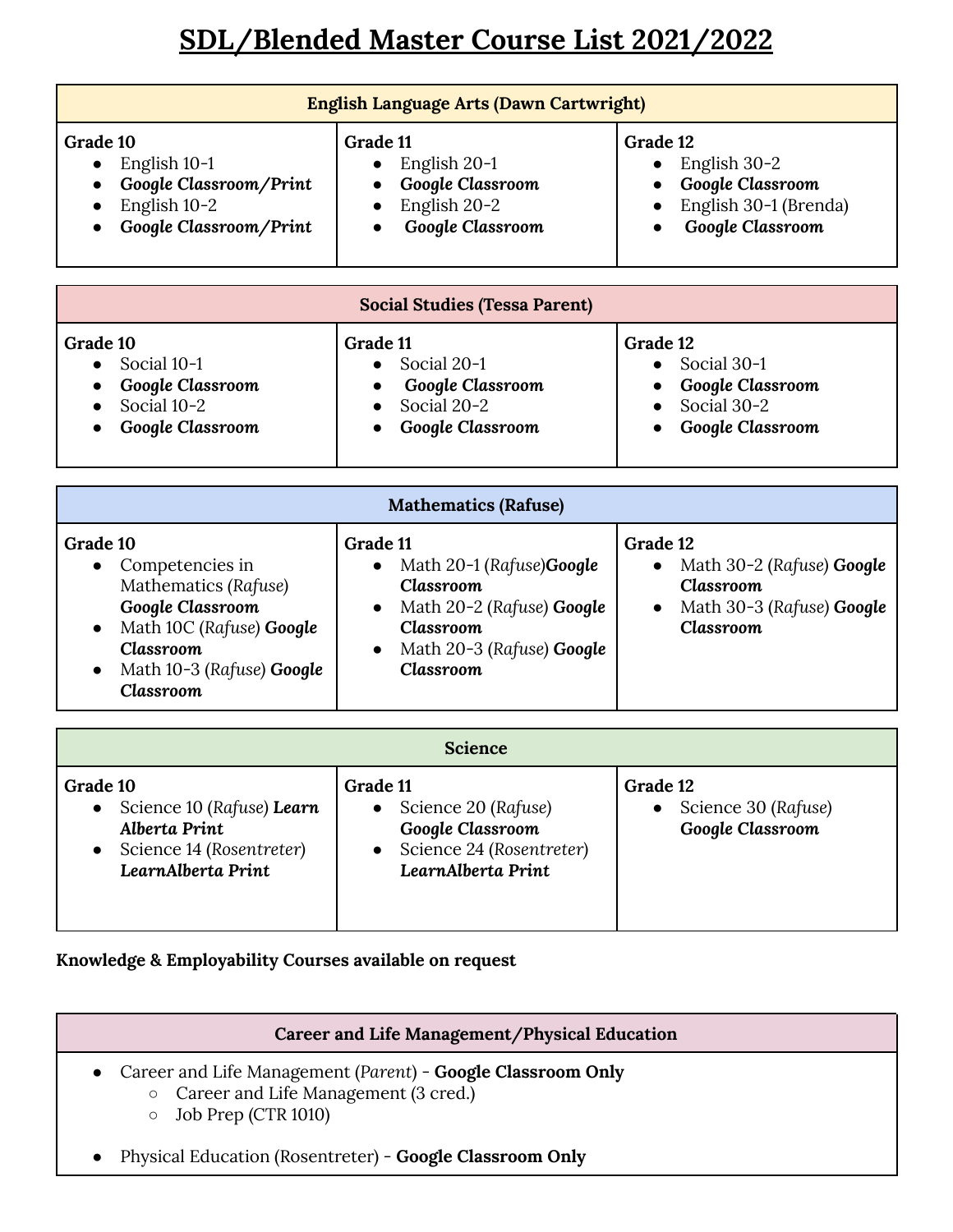# SDL/Blended Master Course List 2021/2022

| English Language Arts (Dawn Cartwright) | | |
|---|---|---|
| **Grade 10**<br>• English 10-1<br>• ***Google Classroom/Print***<br>• English 10-2<br>• ***Google Classroom/Print*** | **Grade 11**<br>• English 20-1<br>• ***Google Classroom***<br>• English 20-2<br>• ***Google Classroom*** | **Grade 12**<br>• English 30-2<br>• ***Google Classroom***<br>• English 30-1 (Brenda)<br>• ***Google Classroom*** |

| Social Studies (Tessa Parent) | | |
|---|---|---|
| **Grade 10**<br>• Social 10-1<br>• ***Google Classroom***<br>• Social 10-2<br>• ***Google Classroom*** | **Grade 11**<br>• Social 20-1<br>• ***Google Classroom***<br>• Social 20-2<br>• ***Google Classroom*** | **Grade 12**<br>• Social 30-1<br>• ***Google Classroom***<br>• Social 30-2<br>• ***Google Classroom*** |

| Mathematics (Rafuse) | | |
|---|---|---|
| **Grade 10**<br>• Competencies in Mathematics (*Rafuse*) ***Google Classroom***<br>• Math 10C (*Rafuse*) ***Google Classroom***<br>• Math 10-3 (*Rafuse*) ***Google Classroom*** | **Grade 11**<br>• Math 20-1 (*Rafuse*)***Google Classroom***<br>• Math 20-2 (*Rafuse*) ***Google Classroom***<br>• Math 20-3 (*Rafuse*) ***Google Classroom*** | **Grade 12**<br>• Math 30-2 (*Rafuse*) ***Google Classroom***<br>• Math 30-3 (*Rafuse*) ***Google Classroom*** |

| Science | | |
|---|---|---|
| **Grade 10**<br>• Science 10 (*Rafuse*) ***Learn Alberta Print***<br>• Science 14 (*Rosentreter*) ***LearnAlberta Print*** | **Grade 11**<br>• Science 20 (*Rafuse*) ***Google Classroom***<br>• Science 24 (*Rosentreter*) ***LearnAlberta Print*** | **Grade 12**<br>• Science 30 (*Rafuse*) ***Google Classroom*** |

**Knowledge & Employability Courses available on request**

| Career and Life Management/Physical Education |
|---|
| • Career and Life Management (*Parent*) - **Google Classroom Only**<br>&nbsp;&nbsp;○ Career and Life Management (3 cred.)<br>&nbsp;&nbsp;○ Job Prep (CTR 1010)<br>• Physical Education (Rosentreter) - **Google Classroom Only** |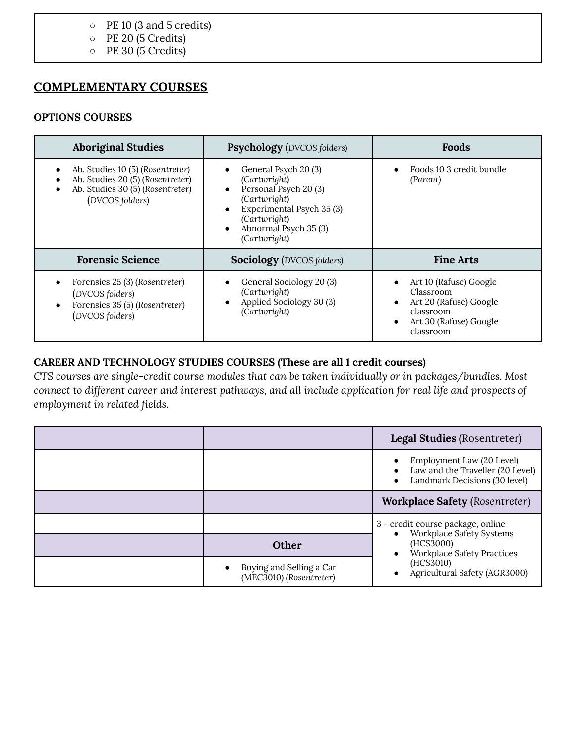| |
|---|
| ○ PE 10 (3 and 5 credits)<br>○ PE 20 (5 Credits)<br>○ PE 30 (5 Credits) |

## COMPLEMENTARY COURSES

### OPTIONS COURSES

| Aboriginal Studies | Psychology (*DVCOS folders*) | Foods |
|---|---|---|
| • Ab. Studies 10 (5) (*Rosentreter*)<br>• Ab. Studies 20 (5) (*Rosentreter*)<br>• Ab. Studies 30 (5) (*Rosentreter*) (*DVCOS folders*) | • General Psych 20 (3) (*Cartwright*)<br>• Personal Psych 20 (3) (*Cartwright*)<br>• Experimental Psych 35 (3) (*Cartwright*)<br>• Abnormal Psych 35 (3) (*Cartwright*) | • Foods 10 3 credit bundle (*Parent*) |
| **Forensic Science** | **Sociology** (*DVCOS folders*) | **Fine Arts** |
| • Forensics 25 (3) (*Rosentreter*) (*DVCOS folders*)<br>• Forensics 35 (5) (*Rosentreter*) (*DVCOS folders*) | • General Sociology 20 (3) (*Cartwright*)<br>• Applied Sociology 30 (3) (*Cartwright*) | • Art 10 (Rafuse) Google Classroom<br>• Art 20 (Rafuse) Google classroom<br>• Art 30 (Rafuse) Google classroom |

### CAREER AND TECHNOLOGY STUDIES COURSES (These are all 1 credit courses)

*CTS courses are single-credit course modules that can be taken individually or in packages/bundles. Most connect to different career and interest pathways, and all include application for real life and prospects of employment in related fields.*

| | | Legal Studies (Rosentreter) |
|---|---|---|
| | | • Employment Law (20 Level)<br>• Law and the Traveller (20 Level)<br>• Landmark Decisions (30 level) |
| | | **Workplace Safety** (*Rosentreter*) |
| | | 3 - credit course package, online<br>• Workplace Safety Systems (HCS3000)<br>• Workplace Safety Practices (HCS3010)<br>• Agricultural Safety (AGR3000) |
| | **Other** | |
| | • Buying and Selling a Car (MEC3010) (*Rosentreter*) | |